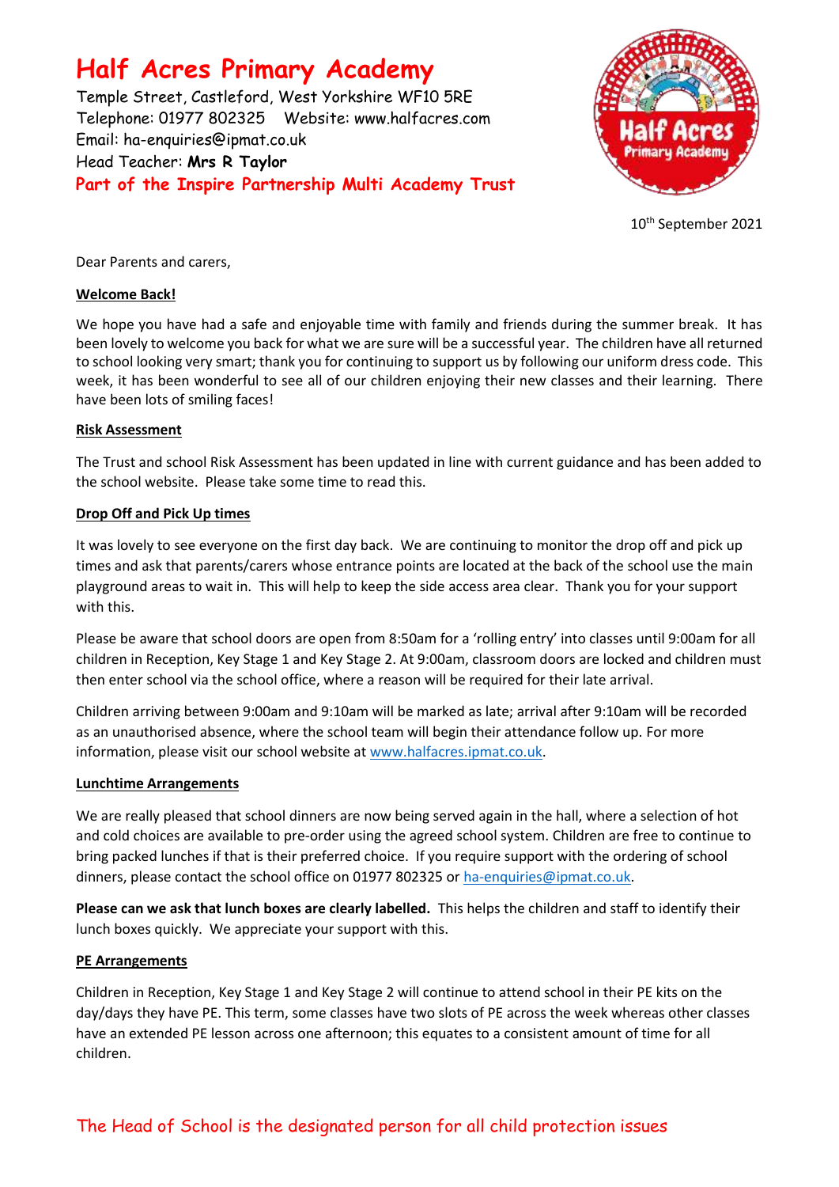# Half Acres Primary Academy

Temple Street, Castleford, West Yorkshire WF10 5RE
Telephone: 01977 802325 Website: www.halfacres.com
Email: ha-enquiries@ipmat.co.uk
Head Teacher: **Mrs R Taylor**
**Part of the Inspire Partnership Multi Academy Trust**

10th September 2021

Dear Parents and carers,

## Welcome Back!

We hope you have had a safe and enjoyable time with family and friends during the summer break. It has been lovely to welcome you back for what we are sure will be a successful year. The children have all returned to school looking very smart; thank you for continuing to support us by following our uniform dress code. This week, it has been wonderful to see all of our children enjoying their new classes and their learning. There have been lots of smiling faces!

## Risk Assessment

The Trust and school Risk Assessment has been updated in line with current guidance and has been added to the school website. Please take some time to read this.

## Drop Off and Pick Up times

It was lovely to see everyone on the first day back. We are continuing to monitor the drop off and pick up times and ask that parents/carers whose entrance points are located at the back of the school use the main playground areas to wait in. This will help to keep the side access area clear. Thank you for your support with this.

Please be aware that school doors are open from 8:50am for a 'rolling entry' into classes until 9:00am for all children in Reception, Key Stage 1 and Key Stage 2. At 9:00am, classroom doors are locked and children must then enter school via the school office, where a reason will be required for their late arrival.

Children arriving between 9:00am and 9:10am will be marked as late; arrival after 9:10am will be recorded as an unauthorised absence, where the school team will begin their attendance follow up. For more information, please visit our school website at www.halfacres.ipmat.co.uk.

## Lunchtime Arrangements

We are really pleased that school dinners are now being served again in the hall, where a selection of hot and cold choices are available to pre-order using the agreed school system. Children are free to continue to bring packed lunches if that is their preferred choice. If you require support with the ordering of school dinners, please contact the school office on 01977 802325 or ha-enquiries@ipmat.co.uk.

**Please can we ask that lunch boxes are clearly labelled.** This helps the children and staff to identify their lunch boxes quickly. We appreciate your support with this.

## PE Arrangements

Children in Reception, Key Stage 1 and Key Stage 2 will continue to attend school in their PE kits on the day/days they have PE. This term, some classes have two slots of PE across the week whereas other classes have an extended PE lesson across one afternoon; this equates to a consistent amount of time for all children.

The Head of School is the designated person for all child protection issues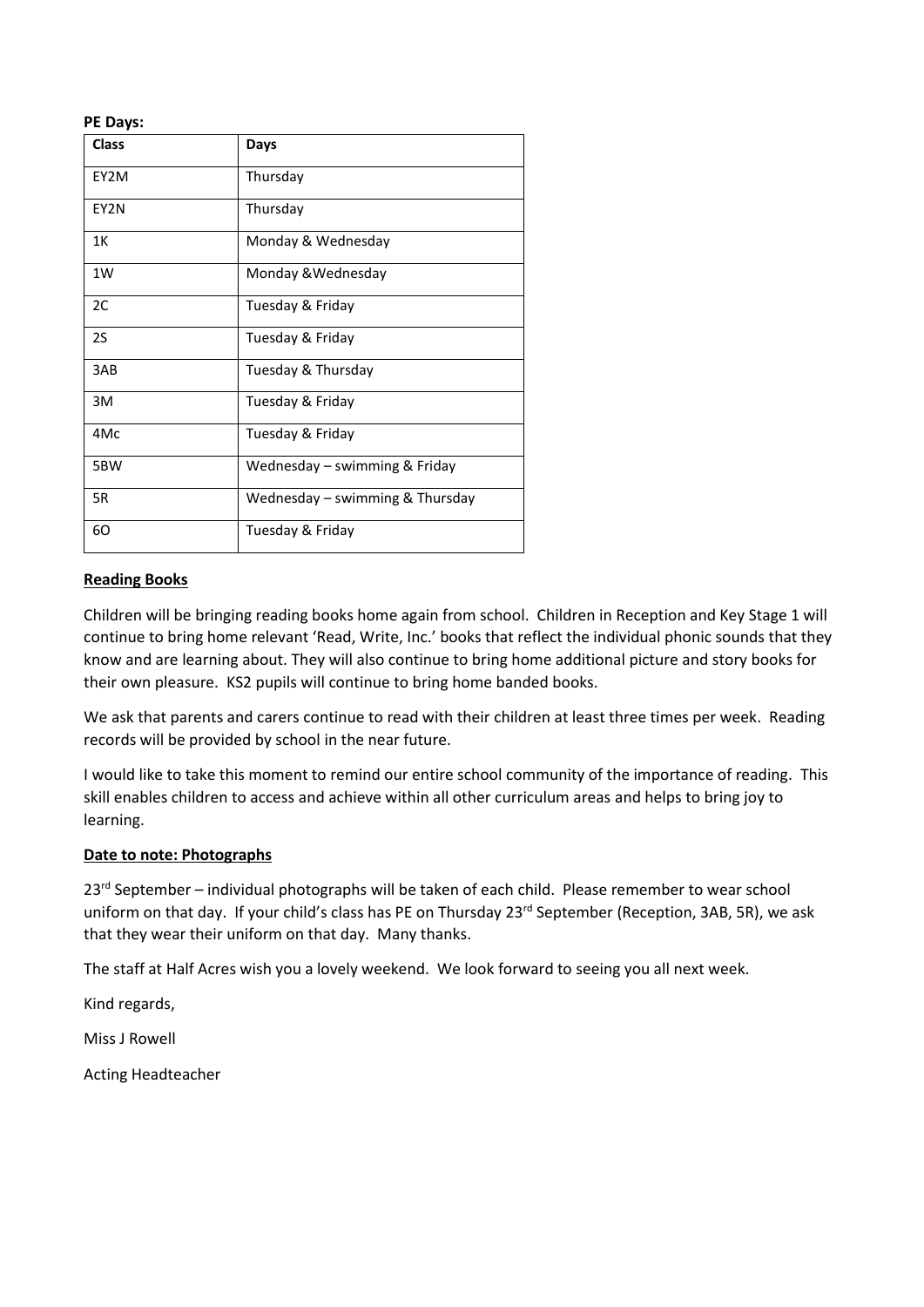**PE Days:**

| Class | Days |
|---|---|
| EY2M | Thursday |
| EY2N | Thursday |
| 1K | Monday & Wednesday |
| 1W | Monday &Wednesday |
| 2C | Tuesday & Friday |
| 2S | Tuesday & Friday |
| 3AB | Tuesday & Thursday |
| 3M | Tuesday & Friday |
| 4Mc | Tuesday & Friday |
| 5BW | Wednesday – swimming & Friday |
| 5R | Wednesday – swimming & Thursday |
| 6O | Tuesday & Friday |

**Reading Books**

Children will be bringing reading books home again from school. Children in Reception and Key Stage 1 will continue to bring home relevant 'Read, Write, Inc.' books that reflect the individual phonic sounds that they know and are learning about. They will also continue to bring home additional picture and story books for their own pleasure. KS2 pupils will continue to bring home banded books.

We ask that parents and carers continue to read with their children at least three times per week. Reading records will be provided by school in the near future.

I would like to take this moment to remind our entire school community of the importance of reading. This skill enables children to access and achieve within all other curriculum areas and helps to bring joy to learning.

**Date to note: Photographs**

23rd September – individual photographs will be taken of each child. Please remember to wear school uniform on that day. If your child's class has PE on Thursday 23rd September (Reception, 3AB, 5R), we ask that they wear their uniform on that day. Many thanks.

The staff at Half Acres wish you a lovely weekend. We look forward to seeing you all next week.

Kind regards,

Miss J Rowell

Acting Headteacher